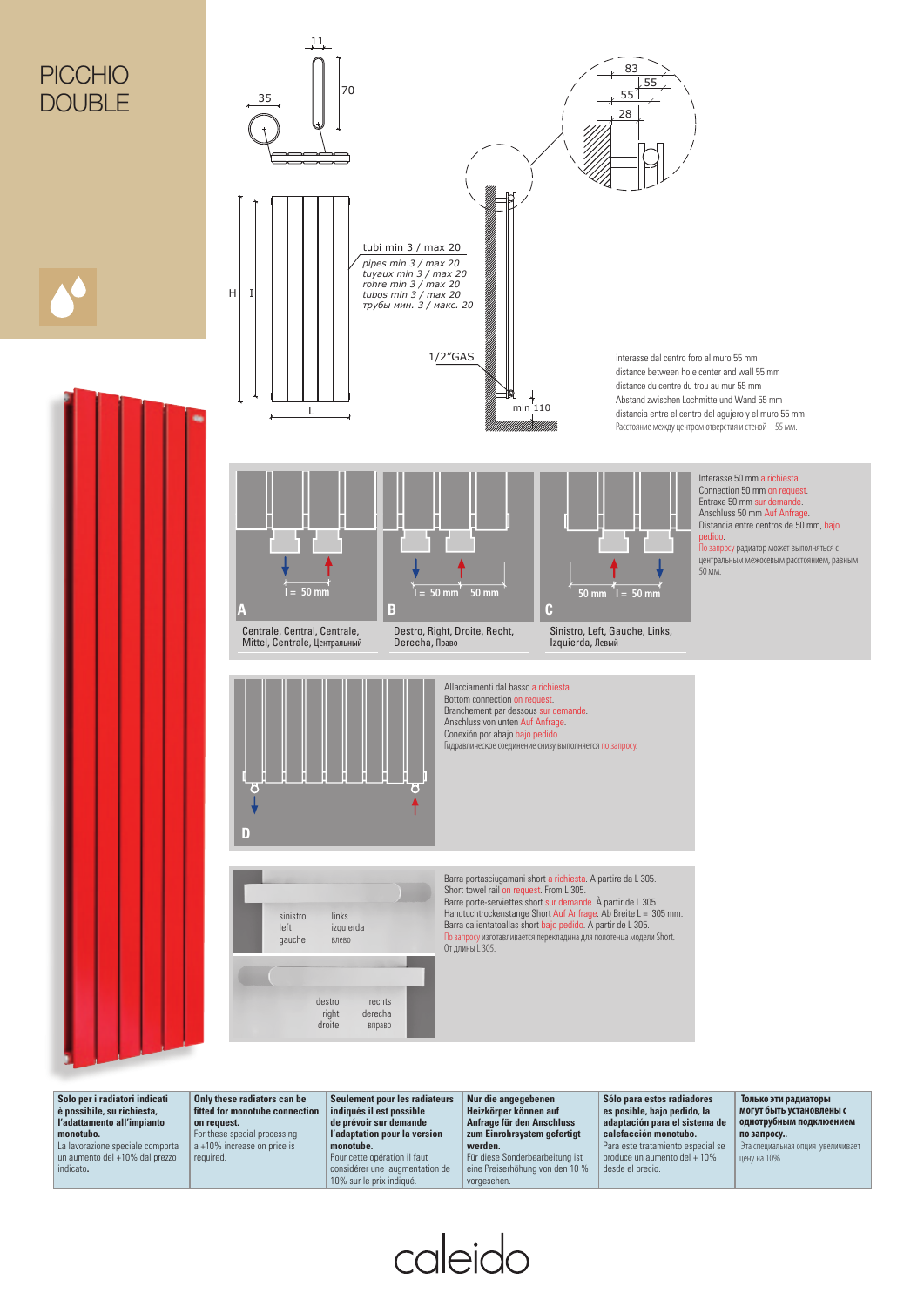# PICCHIO DOUBLE

11

70

35

83

55

55

28

H

I

L

tubi min 3 / max 20

*pipes min 3 / max 20*
*tuyaux min 3 / max 20*
*rohre min 3 / max 20*
*tubos min 3 / max 20*
*трубы мин. 3 / макс. 20*

1/2"GAS

min 110

interasse dal centro foro al muro 55 mm
distance between hole center and wall 55 mm
distance du centre du trou au mur 55 mm
Abstand zwischen Lochmitte und Wand 55 mm
distancia entre el centro del agujero y el muro 55 mm
Расстояние между центром отверстия и стеной – 55 мм.

I = 50 mm

**A**

Centrale, Central, Centrale, Mittel, Centrale, Центральный

I = 50 mm 50 mm

**B**

Destro, Right, Droite, Recht, Derecha, Право

50 mm I = 50 mm

**C**

Sinistro, Left, Gauche, Links, Izquierda, Левый

Interasse 50 mm a richiesta.
Connection 50 mm on request.
Entraxe 50 mm sur demande.
Anschluss 50 mm Auf Anfrage.
Distancia entre centros de 50 mm, bajo pedido.
По запросу радиатор может выполняться с центральным межосевым расстоянием, равным 50 мм.

**D**

Allacciamenti dal basso a richiesta.
Bottom connection on request.
Branchement par dessous sur demande.
Anschluss von unten Auf Anfrage.
Conexión por abajo bajo pedido.
Гидравлическое соединение снизу выполняется по запросу.

sinistro
left
gauche

links
izquierda
влево

destro
right
droite

rechts
derecha
вправо

Barra portasciugamani short a richiesta. A partire da L 305.
Short towel rail on request. From L 305.
Barre porte-serviettes short sur demande. À partir de L 305.
Handtuchtrockenstange Short Auf Anfrage. Ab Breite L = 305 mm.
Barra calientatoallas short bajo pedido. A partir de L 305.
По запросу изготавливается перекладина для полотенца модели Short. От длины L 305.

| | | | | | |
|---|---|---|---|---|---|
| **Solo per i radiatori indicati è possibile, su richiesta, l'adattamento all'impianto monotubo.** La lavorazione speciale comporta un aumento del +10% dal prezzo indicato. | **Only these radiators can be fitted for monotube connection on request.** For these special processing a +10% increase on price is required. | **Seulement pour les radiateurs indiqués il est possible de prévoir sur demande l'adaptation pour la version monotube.** Pour cette opération il faut considérer une augmentation de 10% sur le prix indiqué. | **Nur die angegebenen Heizkörper können auf Anfrage für den Anschluss zum Einrohrsystem gefertigt werden.** Für diese Sonderbearbeitung ist eine Preiserhöhung von den 10 % vorgesehen. | **Sólo para estos radiadores es posible, bajo pedido, la adaptación para el sistema de calefacción monotubo.** Para este tratamiento especial se produce un aumento del + 10% desde el precio. | **Только эти радиаторы могут быть установлены с однотрубным подключением по запросу..** Эта специальная опция увеличивает цену на 10%. |

caleido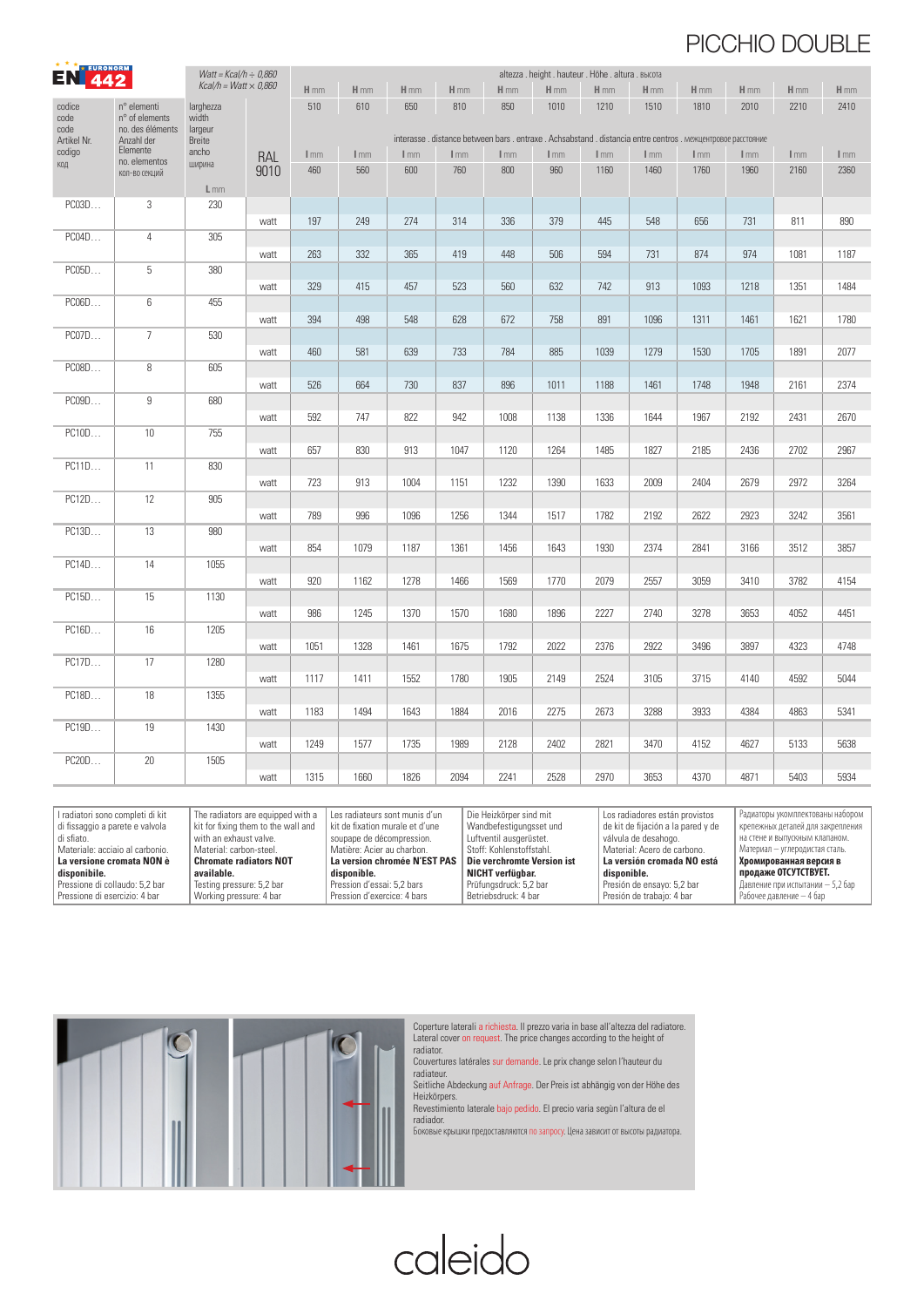# PICCHIO DOUBLE

EN 442 EURONORM

| codice / code / code / Artikel Nr. / codigo / код | n° elementi / n° of elements / no. des éléments / Anzahl der Elemente / no. elementos / кол-во секций | larghezza / width / largeur / Breite / ancho / ширина L mm | Watt = Kcal/h ÷ 0,860 Kcal/h = Watt × 0,860 RAL 9010 | H mm 510 (I mm 460) | H mm 610 (I mm 560) | H mm 650 (I mm 600) | H mm 810 (I mm 760) | H mm 850 (I mm 800) | H mm 1010 (I mm 960) | H mm 1210 (I mm 1160) | H mm 1510 (I mm 1460) | H mm 1810 (I mm 1760) | H mm 2010 (I mm 1960) | H mm 2210 (I mm 2160) | H mm 2410 (I mm 2360) |
|---|---|---|---|---|---|---|---|---|---|---|---|---|---|---|---|
| PC03D… | 3 | 230 | watt | 197 | 249 | 274 | 314 | 336 | 379 | 445 | 548 | 656 | 731 | 811 | 890 |
| PC04D… | 4 | 305 | watt | 263 | 332 | 365 | 419 | 448 | 506 | 594 | 731 | 874 | 974 | 1081 | 1187 |
| PC05D… | 5 | 380 | watt | 329 | 415 | 457 | 523 | 560 | 632 | 742 | 913 | 1093 | 1218 | 1351 | 1484 |
| PC06D… | 6 | 455 | watt | 394 | 498 | 548 | 628 | 672 | 758 | 891 | 1096 | 1311 | 1461 | 1621 | 1780 |
| PC07D… | 7 | 530 | watt | 460 | 581 | 639 | 733 | 784 | 885 | 1039 | 1279 | 1530 | 1705 | 1891 | 2077 |
| PC08D… | 8 | 605 | watt | 526 | 664 | 730 | 837 | 896 | 1011 | 1188 | 1461 | 1748 | 1948 | 2161 | 2374 |
| PC09D… | 9 | 680 | watt | 592 | 747 | 822 | 942 | 1008 | 1138 | 1336 | 1644 | 1967 | 2192 | 2431 | 2670 |
| PC10D… | 10 | 755 | watt | 657 | 830 | 913 | 1047 | 1120 | 1264 | 1485 | 1827 | 2185 | 2436 | 2702 | 2967 |
| PC11D… | 11 | 830 | watt | 723 | 913 | 1004 | 1151 | 1232 | 1390 | 1633 | 2009 | 2404 | 2679 | 2972 | 3264 |
| PC12D… | 12 | 905 | watt | 789 | 996 | 1096 | 1256 | 1344 | 1517 | 1782 | 2192 | 2622 | 2923 | 3242 | 3561 |
| PC13D… | 13 | 980 | watt | 854 | 1079 | 1187 | 1361 | 1456 | 1643 | 1930 | 2374 | 2841 | 3166 | 3512 | 3857 |
| PC14D… | 14 | 1055 | watt | 920 | 1162 | 1278 | 1466 | 1569 | 1770 | 2079 | 2557 | 3059 | 3410 | 3782 | 4154 |
| PC15D… | 15 | 1130 | watt | 986 | 1245 | 1370 | 1570 | 1680 | 1896 | 2227 | 2740 | 3278 | 3653 | 4052 | 4451 |
| PC16D… | 16 | 1205 | watt | 1051 | 1328 | 1461 | 1675 | 1792 | 2022 | 2376 | 2922 | 3496 | 3897 | 4323 | 4748 |
| PC17D… | 17 | 1280 | watt | 1117 | 1411 | 1552 | 1780 | 1905 | 2149 | 2524 | 3105 | 3715 | 4140 | 4592 | 5044 |
| PC18D… | 18 | 1355 | watt | 1183 | 1494 | 1643 | 1884 | 2016 | 2275 | 2673 | 3288 | 3933 | 4384 | 4863 | 5341 |
| PC19D… | 19 | 1430 | watt | 1249 | 1577 | 1735 | 1989 | 2128 | 2402 | 2821 | 3470 | 4152 | 4627 | 5133 | 5638 |
| PC20D… | 20 | 1505 | watt | 1315 | 1660 | 1826 | 2094 | 2241 | 2528 | 2970 | 3653 | 4370 | 4871 | 5403 | 5934 |

altezza . height . hauteur . Höhe . altura . высота (H mm)
interasse . distance between bars . entraxe . Achsabstand . distancia entre centros . межцентровое расстояние (I mm)

I radiatori sono completi di kit di fissaggio a parete e valvola di sfiato.
Materiale: acciaio al carbonio.
**La versione cromata NON è disponibile.**
Pressione di collaudo: 5,2 bar
Pressione di esercizio: 4 bar

The radiators are equipped with a kit for fixing them to the wall and with an exhaust valve.
Material: carbon-steel.
**Chromate radiators NOT available.**
Testing pressure: 5,2 bar
Working pressure: 4 bar

Les radiateurs sont munis d'un kit de fixation murale et d'une soupape de décompression.
Matière: Acier au charbon.
**La version chromée N'EST PAS disponible.**
Pression d'essai: 5,2 bars
Pression d'exercice: 4 bars

Die Heizkörper sind mit Wandbefestigungsset und Luftventil ausgerüstet.
Stoff: Kohlenstoffstahl.
**Die verchromte Version ist NICHT verfügbar.**
Prüfungsdruck: 5,2 bar
Betriebsdruck: 4 bar

Los radiadores están provistos de kit de fijación a la pared y de válvula de desahogo.
Material: Acero de carbono.
**La versión cromada NO está disponible.**
Presión de ensayo: 5,2 bar
Presión de trabajo: 4 bar

Радиаторы укомплектованы набором крепежных деталей для закрепления на стене и выпускным клапаном.
Материал – углеродистая сталь.
**Хромированная версия в продаже ОТСУТСТВУЕТ.**
Давление при испытании – 5,2 бар
Рабочее давление – 4 бар

Coperture laterali a richiesta. Il prezzo varia in base all'altezza del radiatore.
Lateral cover on request. The price changes according to the height of radiator.
Couvertures latérales sur demande. Le prix change selon l'hauteur du radiateur.
Seitliche Abdeckung auf Anfrage. Der Preis ist abhängig von der Höhe des Heizkörpers.
Revestimiento laterale bajo pedido. El precio varia según l'altura de el radiador.
Боковые крышки предоставляются по запросу. Цена зависит от высоты радиатора.

caleido